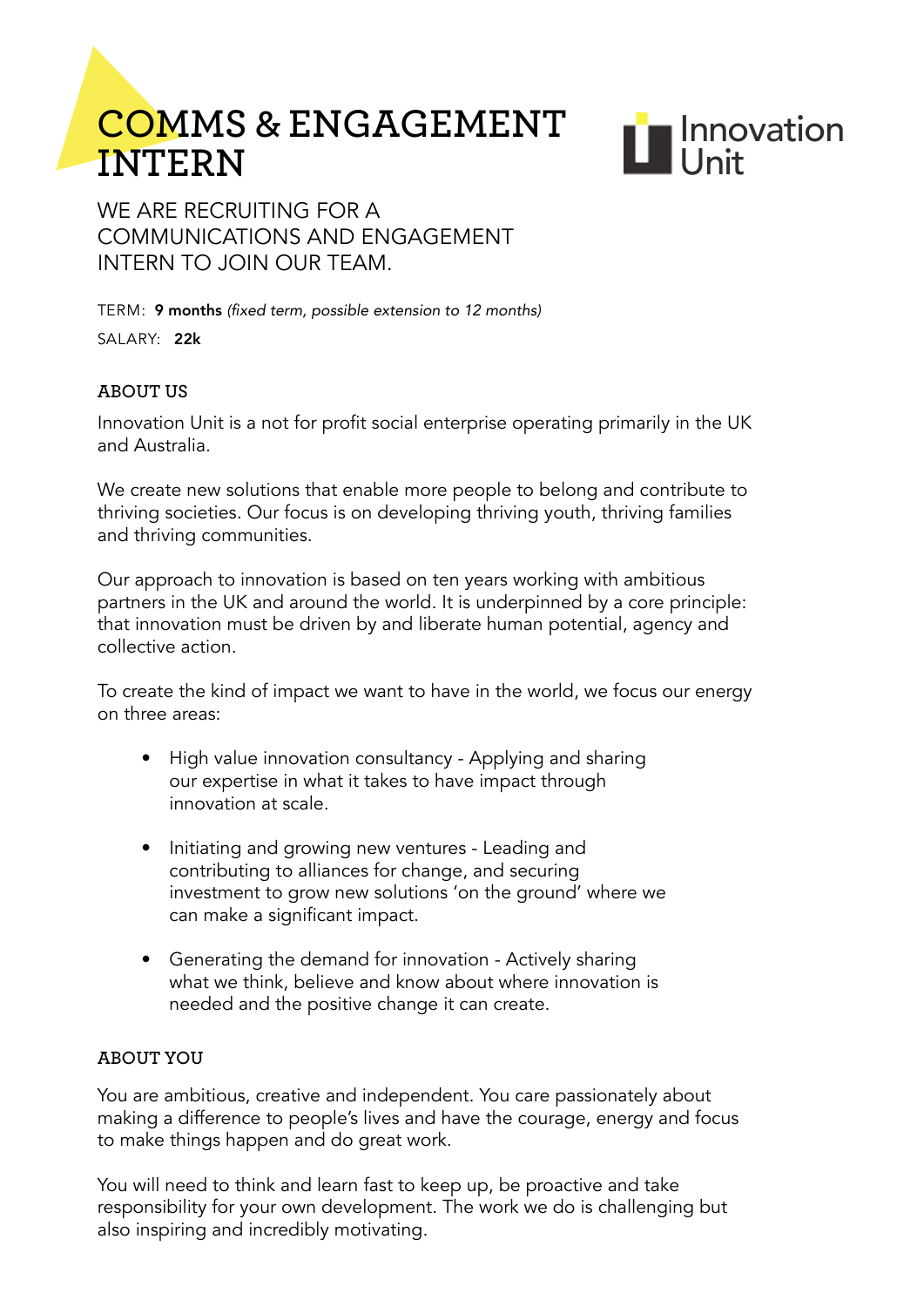# COMMS & ENGAGEMENT INTERN

Innovation Unit

WE ARE RECRUITING FOR A COMMUNICATIONS AND ENGAGEMENT INTERN TO JOIN OUR TEAM.

TERM: **9 months** *(fixed term, possible extension to 12 months)*

SALARY: **22k**

## ABOUT US

Innovation Unit is a not for profit social enterprise operating primarily in the UK and Australia.

We create new solutions that enable more people to belong and contribute to thriving societies. Our focus is on developing thriving youth, thriving families and thriving communities.

Our approach to innovation is based on ten years working with ambitious partners in the UK and around the world. It is underpinned by a core principle: that innovation must be driven by and liberate human potential, agency and collective action.

To create the kind of impact we want to have in the world, we focus our energy on three areas:

- High value innovation consultancy - Applying and sharing our expertise in what it takes to have impact through innovation at scale.
- Initiating and growing new ventures - Leading and contributing to alliances for change, and securing investment to grow new solutions 'on the ground' where we can make a significant impact.
- Generating the demand for innovation - Actively sharing what we think, believe and know about where innovation is needed and the positive change it can create.

## ABOUT YOU

You are ambitious, creative and independent. You care passionately about making a difference to people's lives and have the courage, energy and focus to make things happen and do great work.

You will need to think and learn fast to keep up, be proactive and take responsibility for your own development. The work we do is challenging but also inspiring and incredibly motivating.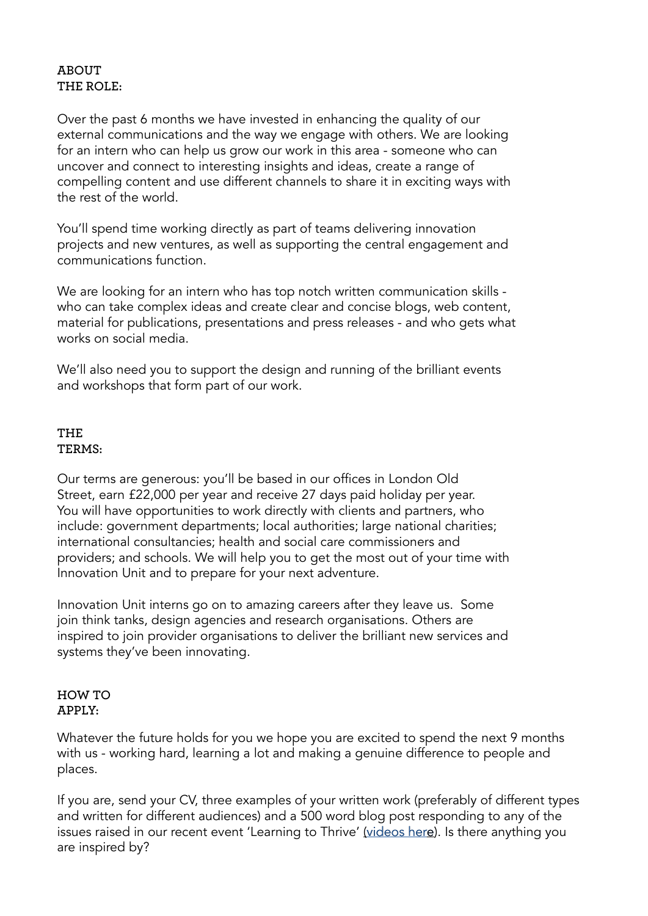## ABOUT THE ROLE:

Over the past 6 months we have invested in enhancing the quality of our external communications and the way we engage with others. We are looking for an intern who can help us grow our work in this area - someone who can uncover and connect to interesting insights and ideas, create a range of compelling content and use different channels to share it in exciting ways with the rest of the world.

You'll spend time working directly as part of teams delivering innovation projects and new ventures, as well as supporting the central engagement and communications function.

We are looking for an intern who has top notch written communication skills - who can take complex ideas and create clear and concise blogs, web content, material for publications, presentations and press releases - and who gets what works on social media.

We'll also need you to support the design and running of the brilliant events and workshops that form part of our work.

## THE TERMS:

Our terms are generous: you'll be based in our offices in London Old Street, earn £22,000 per year and receive 27 days paid holiday per year. You will have opportunities to work directly with clients and partners, who include: government departments; local authorities; large national charities; international consultancies; health and social care commissioners and providers; and schools. We will help you to get the most out of your time with Innovation Unit and to prepare for your next adventure.

Innovation Unit interns go on to amazing careers after they leave us. Some join think tanks, design agencies and research organisations. Others are inspired to join provider organisations to deliver the brilliant new services and systems they've been innovating.

## HOW TO APPLY:

Whatever the future holds for you we hope you are excited to spend the next 9 months with us - working hard, learning a lot and making a genuine difference to people and places.

If you are, send your CV, three examples of your written work (preferably of different types and written for different audiences) and a 500 word blog post responding to any of the issues raised in our recent event 'Learning to Thrive' (videos here). Is there anything you are inspired by?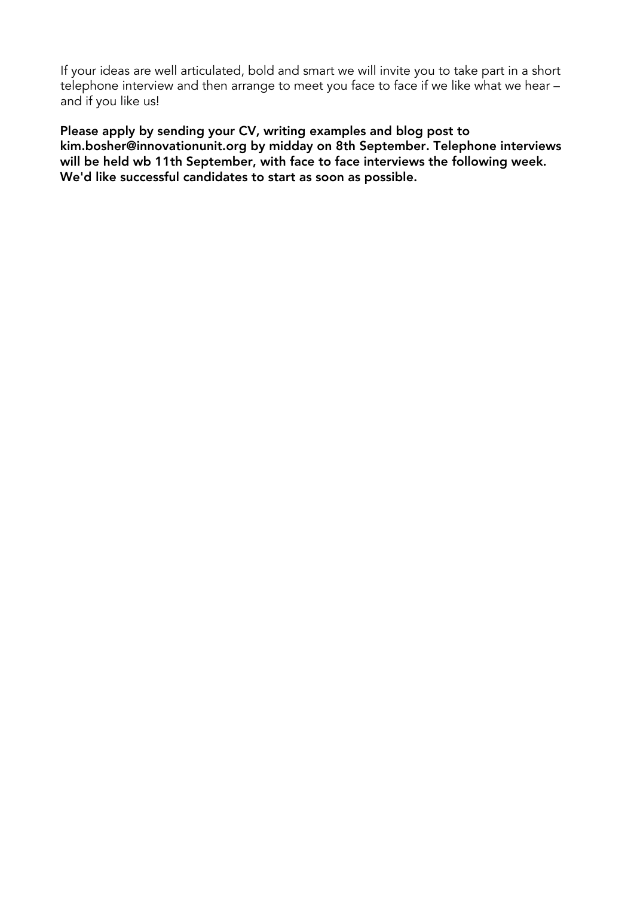If your ideas are well articulated, bold and smart we will invite you to take part in a short telephone interview and then arrange to meet you face to face if we like what we hear – and if you like us!

**Please apply by sending your CV, writing examples and blog post to kim.bosher@innovationunit.org by midday on 8th September. Telephone interviews will be held wb 11th September, with face to face interviews the following week. We'd like successful candidates to start as soon as possible.**